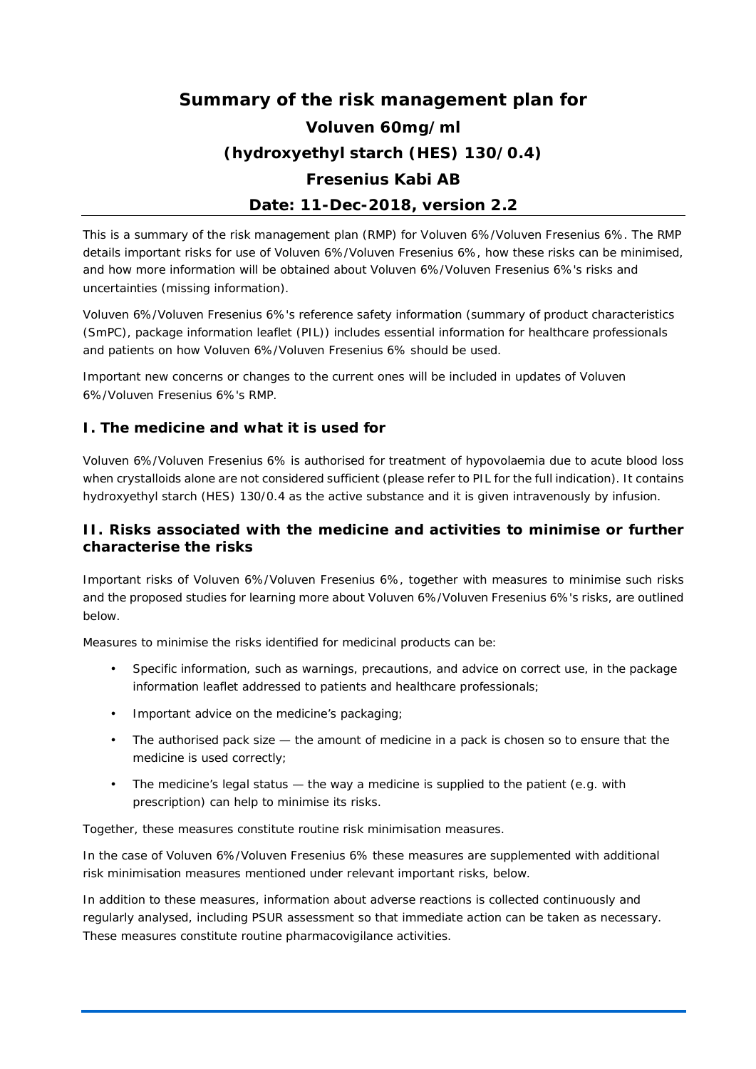# Summary of the risk management plan for

# Voluven 60mg/ml

# (hydroxyethyl starch (HES) 130/0.4)

# Fresenius Kabi AB

# Date: 11-Dec-2018, version 2.2

This is a summary of the risk management plan (RMP) for Voluven 6%/Voluven Fresenius 6%. The RMP details important risks for use of Voluven 6%/Voluven Fresenius 6%, how these risks can be minimised, and how more information will be obtained about Voluven 6%/Voluven Fresenius 6%'s risks and uncertainties (missing information).

Voluven 6%/Voluven Fresenius 6%'s reference safety information (summary of product characteristics (SmPC), package information leaflet (PIL)) includes essential information for healthcare professionals and patients on how Voluven 6%/Voluven Fresenius 6% should be used.

Important new concerns or changes to the current ones will be included in updates of Voluven 6%/Voluven Fresenius 6%'s RMP.

## I. The medicine and what it is used for

Voluven 6%/Voluven Fresenius 6% is authorised for treatment of hypovolaemia due to acute blood loss when crystalloids alone are not considered sufficient (please refer to PIL for the full indication). It contains hydroxyethyl starch (HES) 130/0.4 as the active substance and it is given intravenously by infusion.

## II. Risks associated with the medicine and activities to minimise or further characterise the risks

Important risks of Voluven 6%/Voluven Fresenius 6%, together with measures to minimise such risks and the proposed studies for learning more about Voluven 6%/Voluven Fresenius 6%'s risks, are outlined below.

Measures to minimise the risks identified for medicinal products can be:

- Specific information, such as warnings, precautions, and advice on correct use, in the package information leaflet addressed to patients and healthcare professionals;
- Important advice on the medicine's packaging;
- The authorised pack size — the amount of medicine in a pack is chosen so to ensure that the medicine is used correctly;
- The medicine's legal status — the way a medicine is supplied to the patient (e.g. with prescription) can help to minimise its risks.

Together, these measures constitute routine risk minimisation measures.

In the case of Voluven 6%/Voluven Fresenius 6% these measures are supplemented with additional risk minimisation measures mentioned under relevant important risks, below.

In addition to these measures, information about adverse reactions is collected continuously and regularly analysed, including PSUR assessment so that immediate action can be taken as necessary. These measures constitute routine pharmacovigilance activities.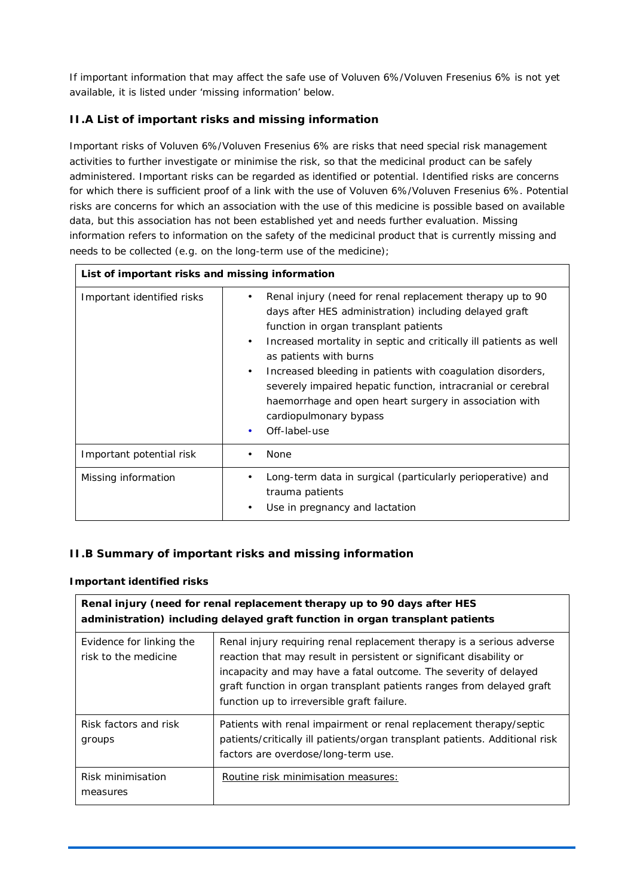If important information that may affect the safe use of Voluven 6%/Voluven Fresenius 6% is not yet available, it is listed under 'missing information' below.

### II.A List of important risks and missing information

Important risks of Voluven 6%/Voluven Fresenius 6% are risks that need special risk management activities to further investigate or minimise the risk, so that the medicinal product can be safely administered. Important risks can be regarded as identified or potential. Identified risks are concerns for which there is sufficient proof of a link with the use of Voluven 6%/Voluven Fresenius 6%. Potential risks are concerns for which an association with the use of this medicine is possible based on available data, but this association has not been established yet and needs further evaluation. Missing information refers to information on the safety of the medicinal product that is currently missing and needs to be collected (e.g. on the long-term use of the medicine);

| **List of important risks and missing information** | |
|---|---|
| Important identified risks | • Renal injury (need for renal replacement therapy up to 90 days after HES administration) including delayed graft function in organ transplant patients<br>• Increased mortality in septic and critically ill patients as well as patients with burns<br>• Increased bleeding in patients with coagulation disorders, severely impaired hepatic function, intracranial or cerebral haemorrhage and open heart surgery in association with cardiopulmonary bypass<br>• Off-label-use |
| Important potential risk | • None |
| Missing information | • Long-term data in surgical (particularly perioperative) and trauma patients<br>• Use in pregnancy and lactation |

### II.B Summary of important risks and missing information

**Important identified risks**

| **Renal injury (need for renal replacement therapy up to 90 days after HES administration) including delayed graft function in organ transplant patients** | |
|---|---|
| Evidence for linking the risk to the medicine | Renal injury requiring renal replacement therapy is a serious adverse reaction that may result in persistent or significant disability or incapacity and may have a fatal outcome. The severity of delayed graft function in organ transplant patients ranges from delayed graft function up to irreversible graft failure. |
| Risk factors and risk groups | Patients with renal impairment or renal replacement therapy/septic patients/critically ill patients/organ transplant patients. Additional risk factors are overdose/long-term use. |
| Risk minimisation measures | Routine risk minimisation measures: |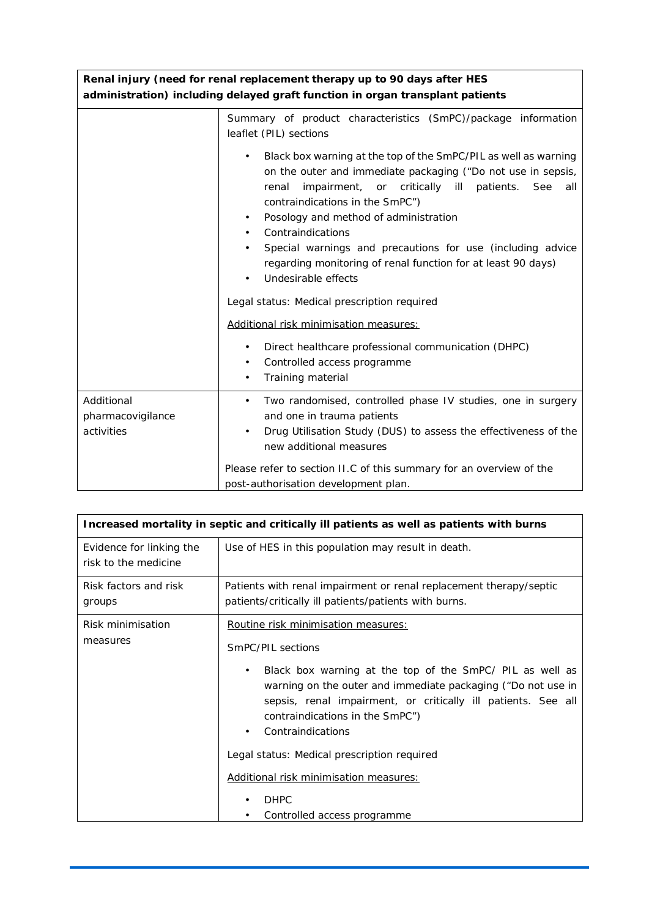| Renal injury (need for renal replacement therapy up to 90 days after HES administration) including delayed graft function in organ transplant patients | |
|---|---|
| | Summary of product characteristics (SmPC)/package information leaflet (PIL) sections<br><br>• Black box warning at the top of the SmPC/PIL as well as warning on the outer and immediate packaging ("Do not use in sepsis, renal impairment, or critically ill patients. See all contraindications in the SmPC")<br>• Posology and method of administration<br>• Contraindications<br>• Special warnings and precautions for use (including advice regarding monitoring of renal function for at least 90 days)<br>• Undesirable effects<br><br>Legal status: Medical prescription required<br><br><u>Additional risk minimisation measures:</u><br><br>• Direct healthcare professional communication (DHPC)<br>• Controlled access programme<br>• Training material |
| Additional pharmacovigilance activities | • Two randomised, controlled phase IV studies, one in surgery and one in trauma patients<br>• Drug Utilisation Study (DUS) to assess the effectiveness of the new additional measures<br><br>Please refer to section II.C of this summary for an overview of the post-authorisation development plan. |

| Increased mortality in septic and critically ill patients as well as patients with burns | |
|---|---|
| Evidence for linking the risk to the medicine | Use of HES in this population may result in death. |
| Risk factors and risk groups | Patients with renal impairment or renal replacement therapy/septic patients/critically ill patients/patients with burns. |
| Risk minimisation measures | <u>Routine risk minimisation measures:</u><br><br>SmPC/PIL sections<br><br>• Black box warning at the top of the SmPC/ PIL as well as warning on the outer and immediate packaging ("Do not use in sepsis, renal impairment, or critically ill patients. See all contraindications in the SmPC")<br>• Contraindications<br><br>Legal status: Medical prescription required<br><br><u>Additional risk minimisation measures:</u><br><br>• DHPC<br>• Controlled access programme |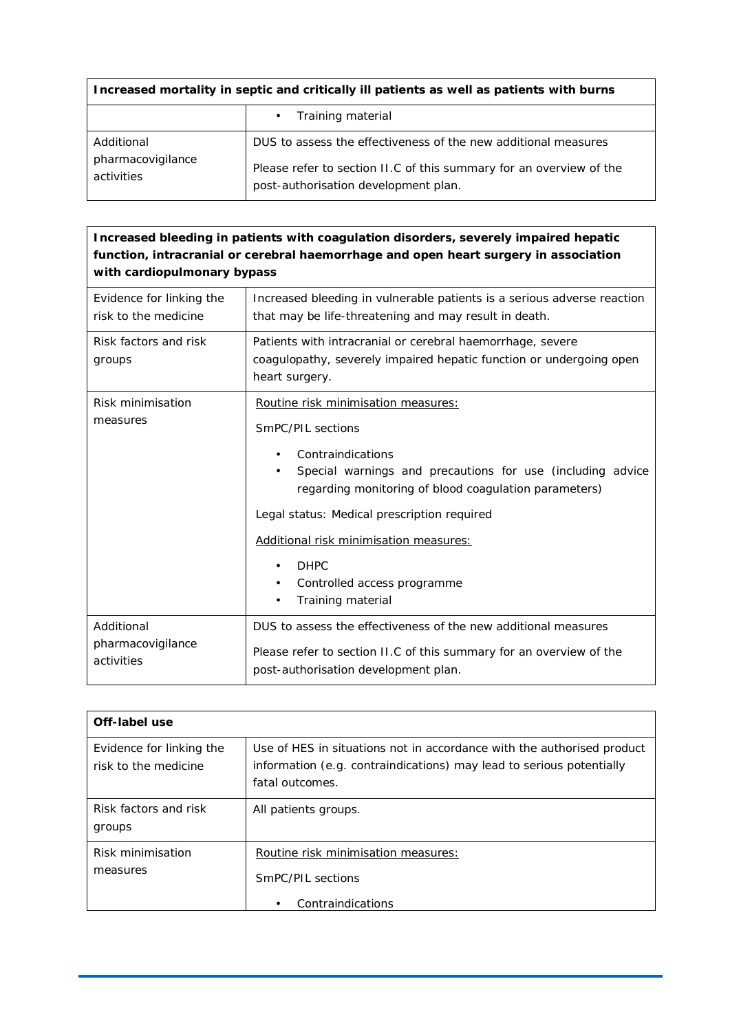| Increased mortality in septic and critically ill patients as well as patients with burns | |
|---|---|
| | • Training material |
| Additional pharmacovigilance activities | DUS to assess the effectiveness of the new additional measures<br><br>Please refer to section II.C of this summary for an overview of the post-authorisation development plan. |

| Increased bleeding in patients with coagulation disorders, severely impaired hepatic function, intracranial or cerebral haemorrhage and open heart surgery in association with cardiopulmonary bypass | |
|---|---|
| Evidence for linking the risk to the medicine | Increased bleeding in vulnerable patients is a serious adverse reaction that may be life-threatening and may result in death. |
| Risk factors and risk groups | Patients with intracranial or cerebral haemorrhage, severe coagulopathy, severely impaired hepatic function or undergoing open heart surgery. |
| Risk minimisation measures | Routine risk minimisation measures:<br><br>SmPC/PIL sections<br><br>• Contraindications<br>• Special warnings and precautions for use (including advice regarding monitoring of blood coagulation parameters)<br><br>Legal status: Medical prescription required<br><br>Additional risk minimisation measures:<br><br>• DHPC<br>• Controlled access programme<br>• Training material |
| Additional pharmacovigilance activities | DUS to assess the effectiveness of the new additional measures<br><br>Please refer to section II.C of this summary for an overview of the post-authorisation development plan. |

| Off-label use | |
|---|---|
| Evidence for linking the risk to the medicine | Use of HES in situations not in accordance with the authorised product information (e.g. contraindications) may lead to serious potentially fatal outcomes. |
| Risk factors and risk groups | All patients groups. |
| Risk minimisation measures | Routine risk minimisation measures:<br><br>SmPC/PIL sections<br><br>• Contraindications |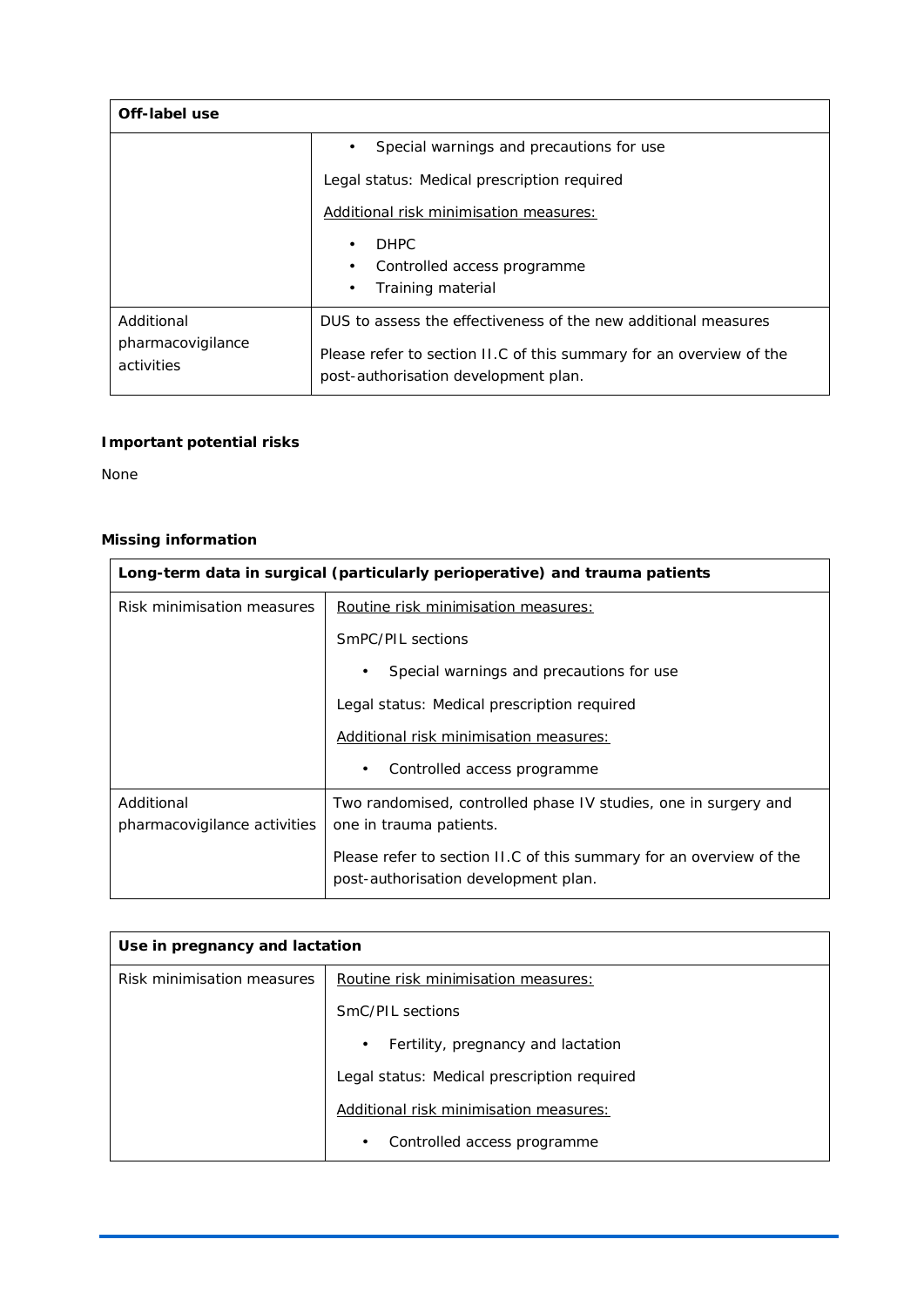| Off-label use | |
|---|---|
| | • Special warnings and precautions for use<br><br>Legal status: Medical prescription required<br><br>Additional risk minimisation measures:<br><br>• DHPC<br>• Controlled access programme<br>• Training material |
| Additional pharmacovigilance activities | DUS to assess the effectiveness of the new additional measures<br><br>Please refer to section II.C of this summary for an overview of the post-authorisation development plan. |

**Important potential risks**

None

**Missing information**

| Long-term data in surgical (particularly perioperative) and trauma patients | |
|---|---|
| Risk minimisation measures | Routine risk minimisation measures:<br><br>SmPC/PIL sections<br><br>• Special warnings and precautions for use<br><br>Legal status: Medical prescription required<br><br>Additional risk minimisation measures:<br><br>• Controlled access programme |
| Additional pharmacovigilance activities | Two randomised, controlled phase IV studies, one in surgery and one in trauma patients.<br><br>Please refer to section II.C of this summary for an overview of the post-authorisation development plan. |

| Use in pregnancy and lactation | |
|---|---|
| Risk minimisation measures | Routine risk minimisation measures:<br><br>SmC/PIL sections<br><br>• Fertility, pregnancy and lactation<br><br>Legal status: Medical prescription required<br><br>Additional risk minimisation measures:<br><br>• Controlled access programme |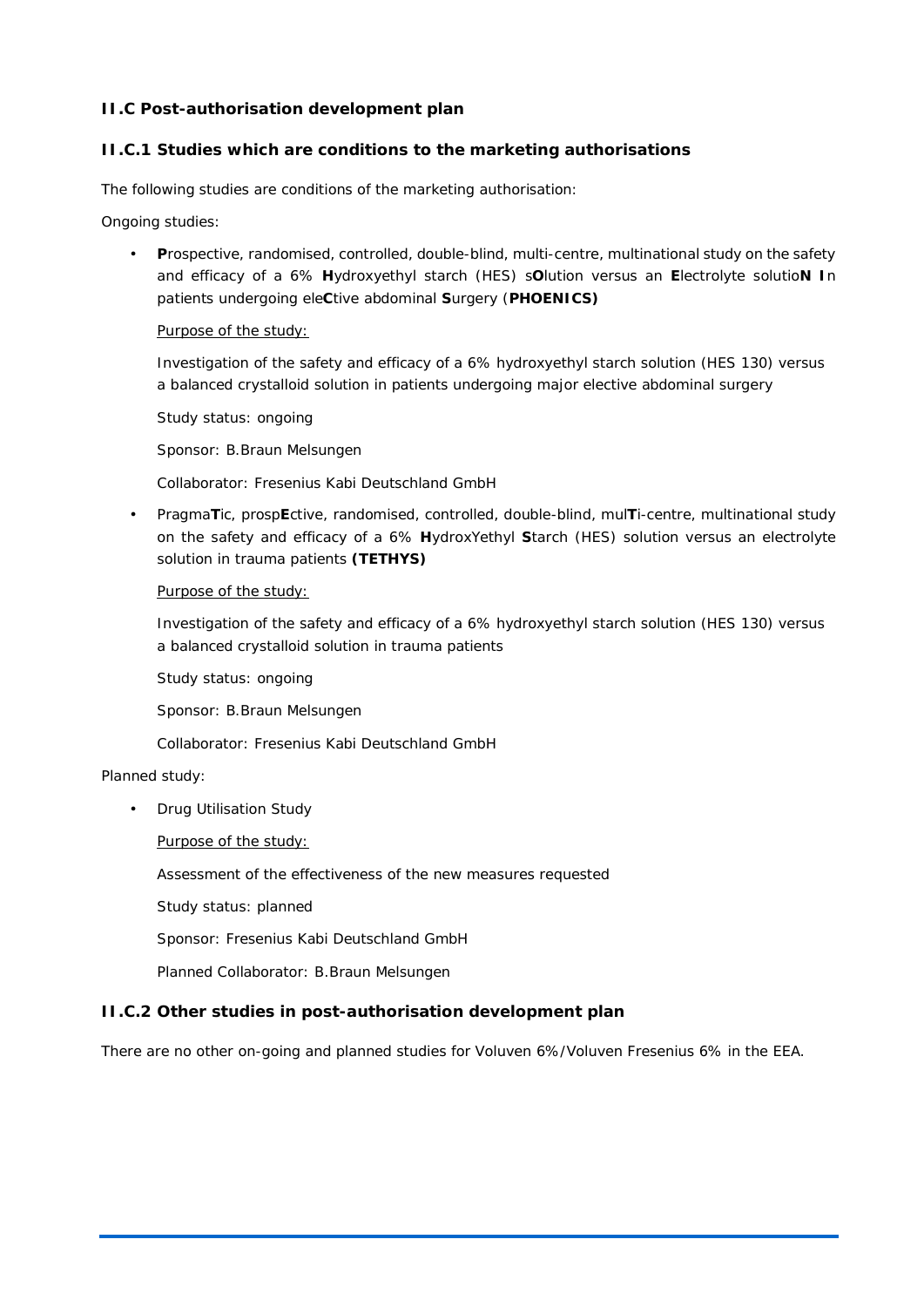## II.C Post-authorisation development plan

### II.C.1 Studies which are conditions to the marketing authorisations

The following studies are conditions of the marketing authorisation:

Ongoing studies:

- **P**rospective, randomised, controlled, double-blind, multi-centre, multinational study on the safety and efficacy of a 6% **H**ydroxyethyl starch (HES) s**O**lution versus an **E**lectrolyte solutio**N** **I**n patients undergoing ele**C**tive abdominal **S**urgery (**PHOENICS)**

  Purpose of the study:

  Investigation of the safety and efficacy of a 6% hydroxyethyl starch solution (HES 130) versus a balanced crystalloid solution in patients undergoing major elective abdominal surgery

  Study status: ongoing

  Sponsor: B.Braun Melsungen

  Collaborator: Fresenius Kabi Deutschland GmbH

- Pragma**T**ic, prosp**E**ctive, randomised, controlled, double-blind, mul**T**i-centre, multinational study on the safety and efficacy of a 6% **H**ydroxYethyl **S**tarch (HES) solution versus an electrolyte solution in trauma patients **(TETHYS)**

  Purpose of the study:

  Investigation of the safety and efficacy of a 6% hydroxyethyl starch solution (HES 130) versus a balanced crystalloid solution in trauma patients

  Study status: ongoing

  Sponsor: B.Braun Melsungen

  Collaborator: Fresenius Kabi Deutschland GmbH

Planned study:

- Drug Utilisation Study

  Purpose of the study:

  Assessment of the effectiveness of the new measures requested

  Study status: planned

  Sponsor: Fresenius Kabi Deutschland GmbH

  Planned Collaborator: B.Braun Melsungen

### II.C.2 Other studies in post-authorisation development plan

There are no other on-going and planned studies for Voluven 6%/Voluven Fresenius 6% in the EEA.